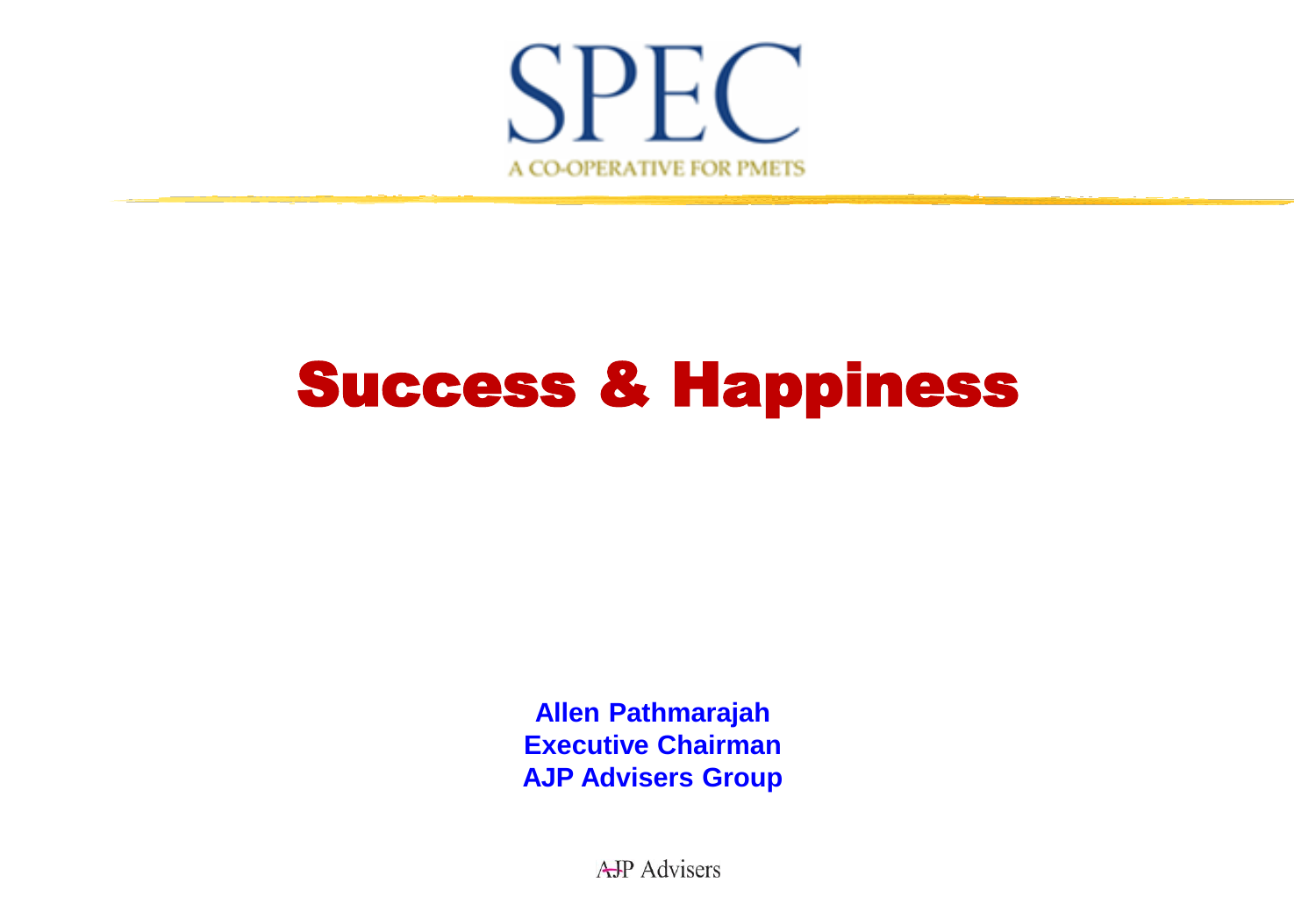SPEC

A CO-OPERATIVE FOR PMETS

# Success & Happiness

**Allen Pathmarajah**
**Executive Chairman**
**AJP Advisers Group**

AJP Advisers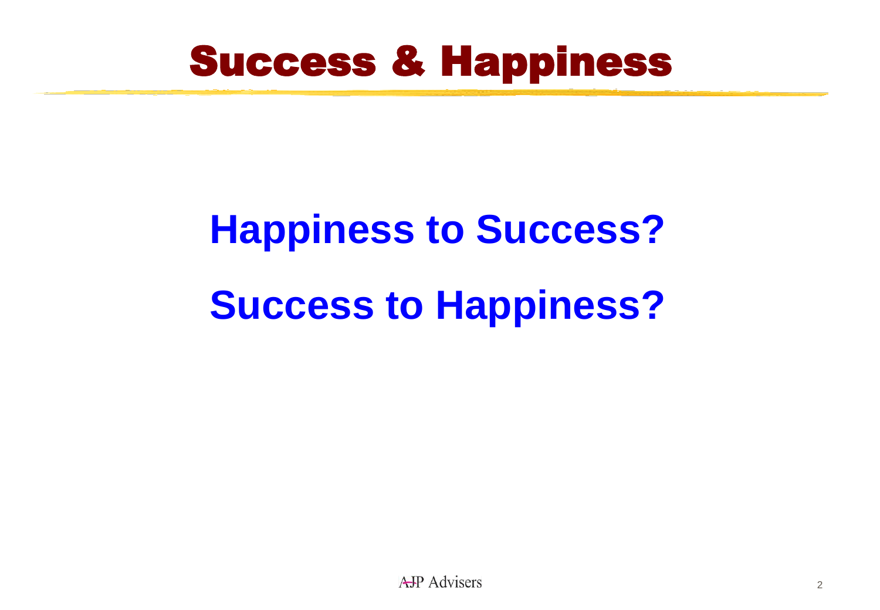# Success & Happiness

**Happiness to Success?**

**Success to Happiness?**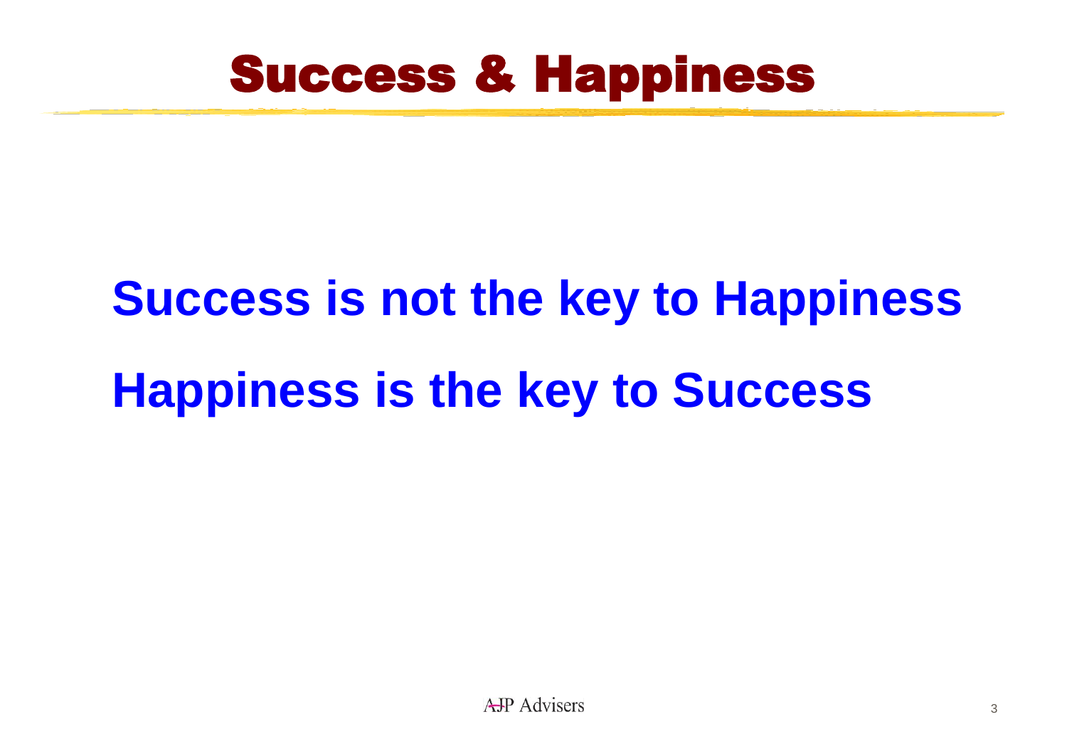# Success & Happiness

**Success is not the key to Happiness**

**Happiness is the key to Success**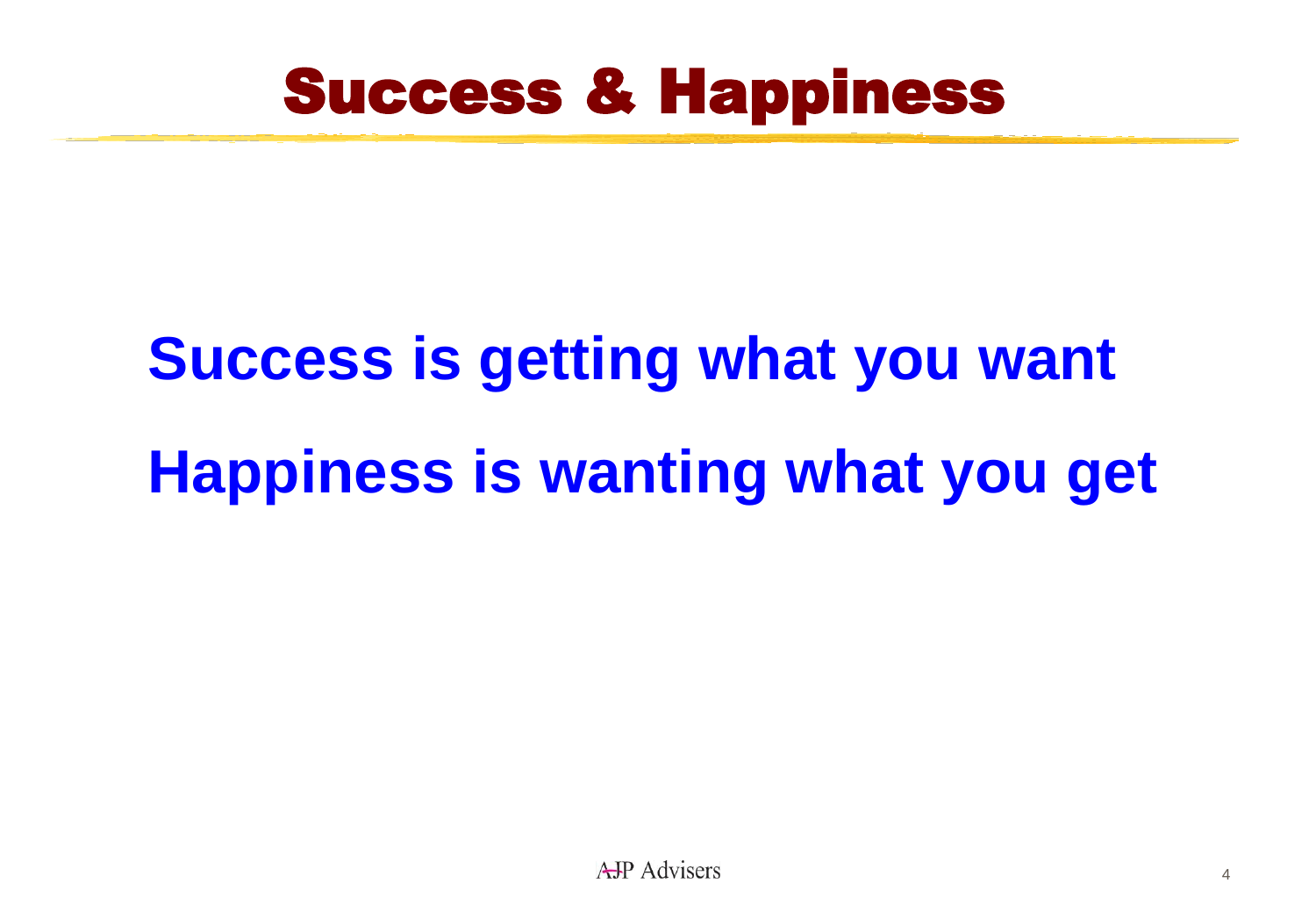# Success & Happiness

**Success is getting what you want**

**Happiness is wanting what you get**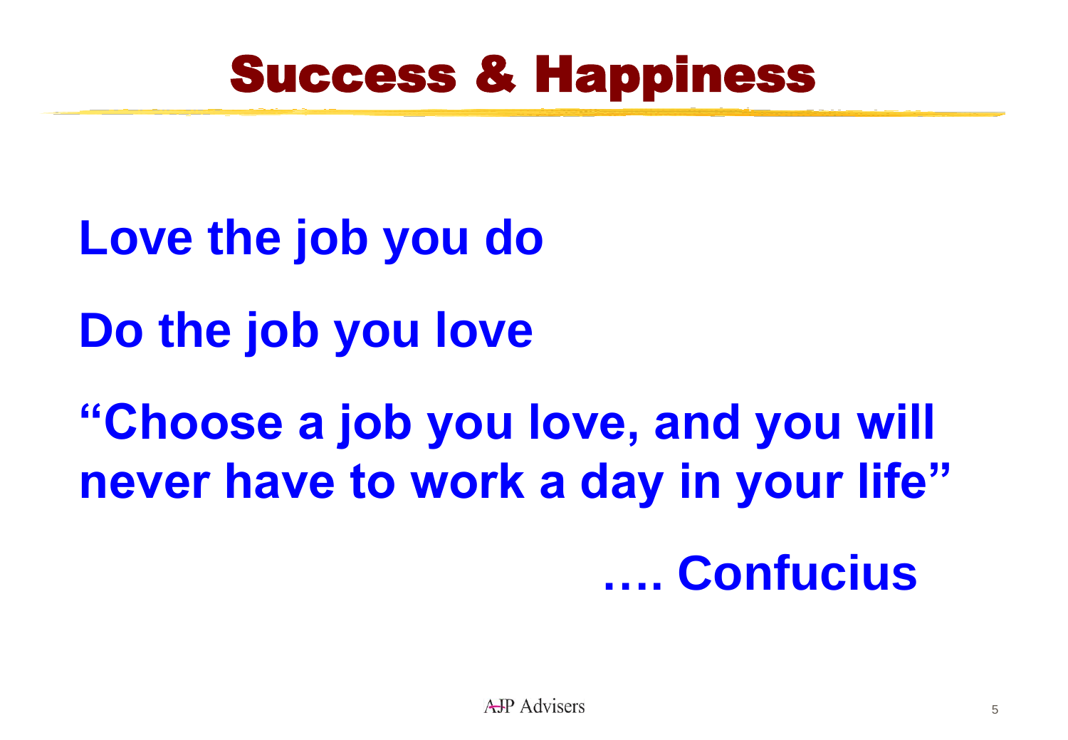# Success & Happiness

**Love the job you do**

**Do the job you love**

**"Choose a job you love, and you will never have to work a day in your life"**

**…. Confucius**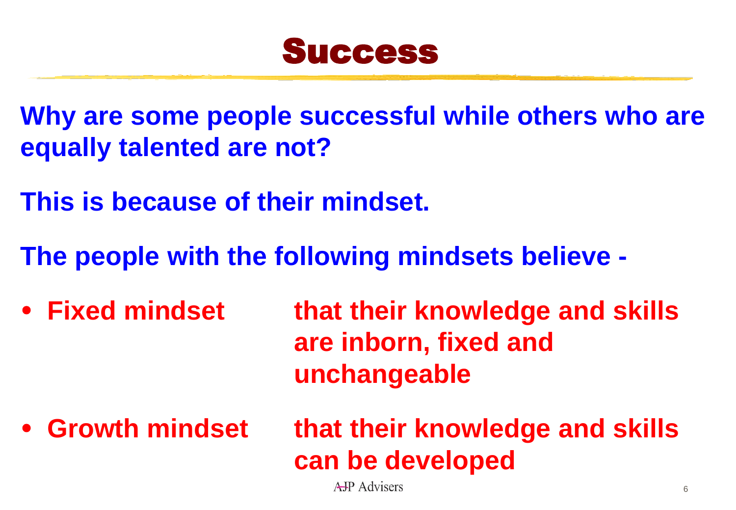# Success

**Why are some people successful while others who are equally talented are not?**

**This is because of their mindset.**

**The people with the following mindsets believe -**

- **Fixed mindset** — **that their knowledge and skills are inborn, fixed and unchangeable**
- **Growth mindset** — **that their knowledge and skills can be developed**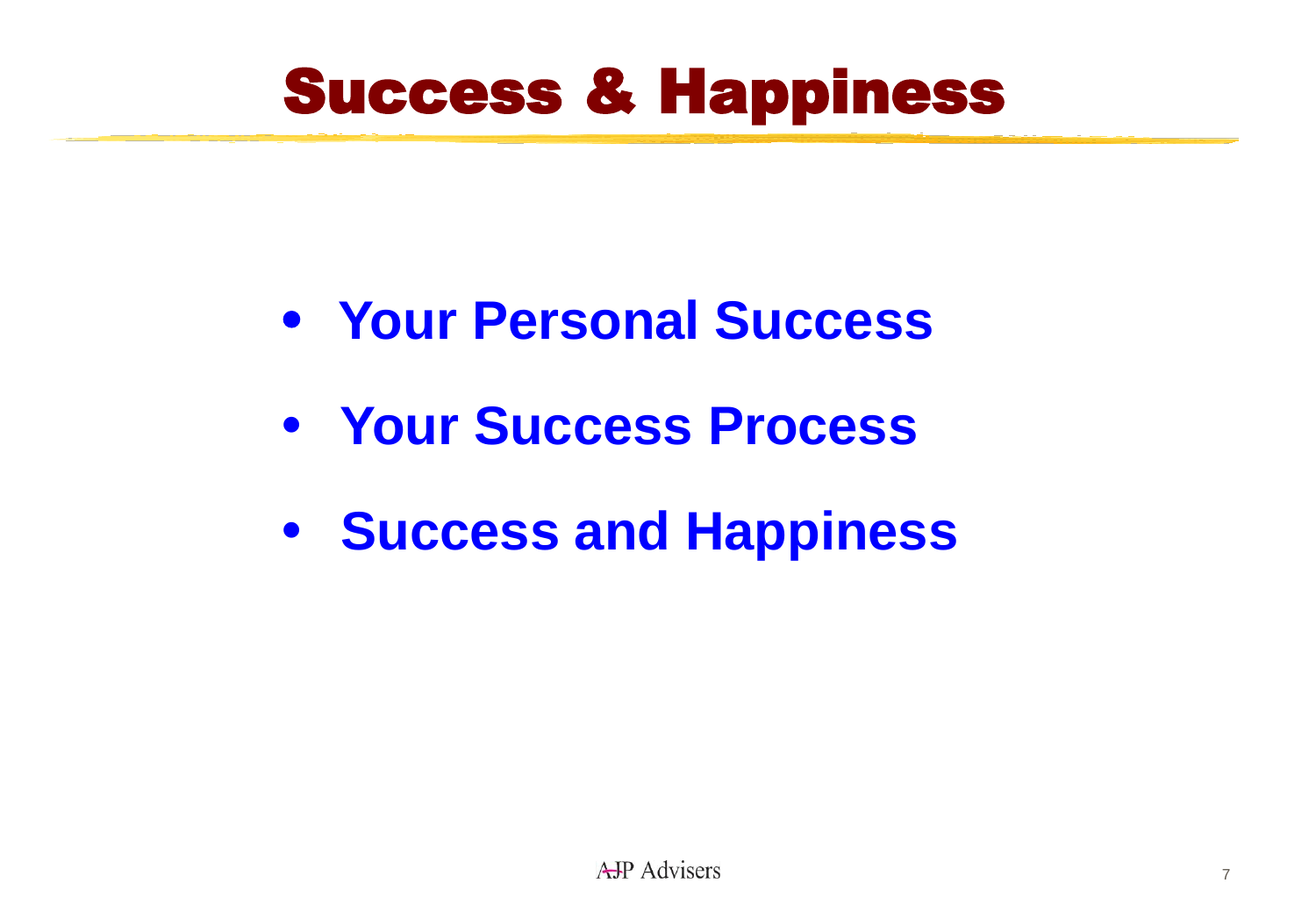# Success & Happiness

- **Your Personal Success**
- **Your Success Process**
- **Success and Happiness**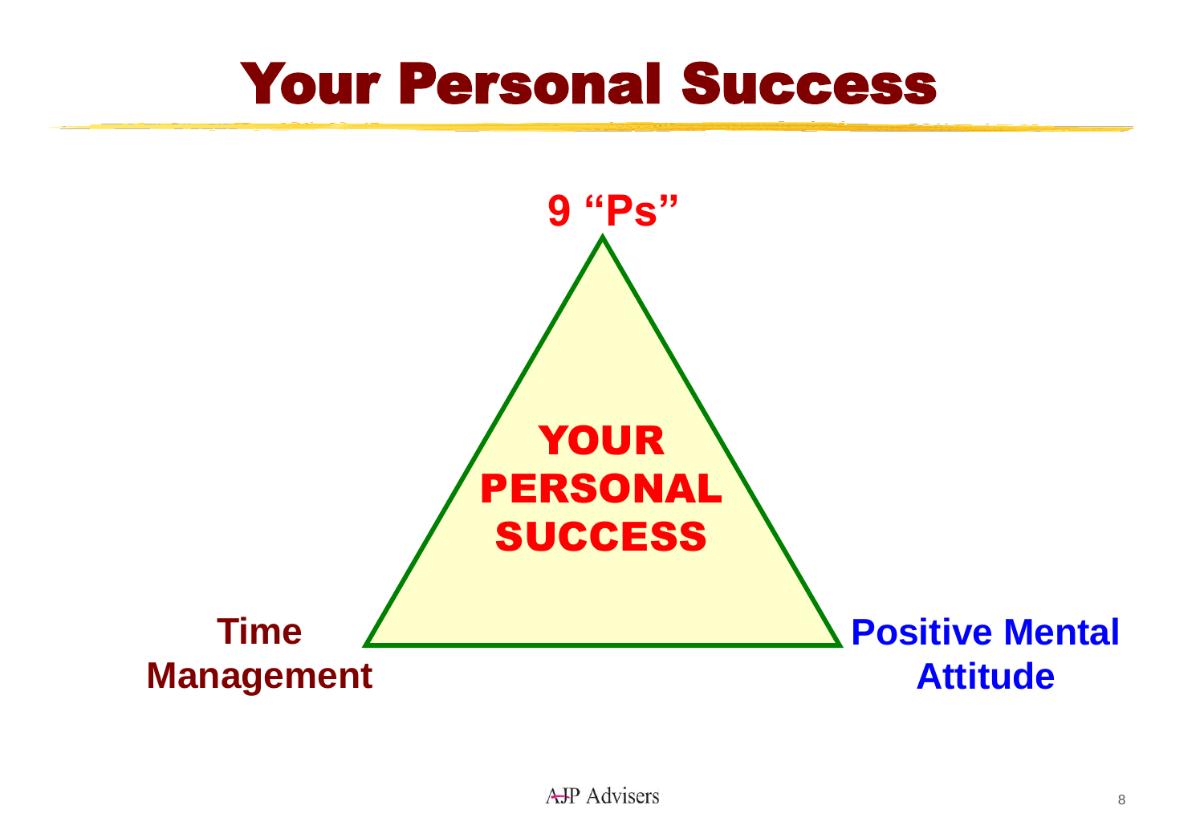# Your Personal Success

9 "Ps"

YOUR PERSONAL SUCCESS

Time Management

Positive Mental Attitude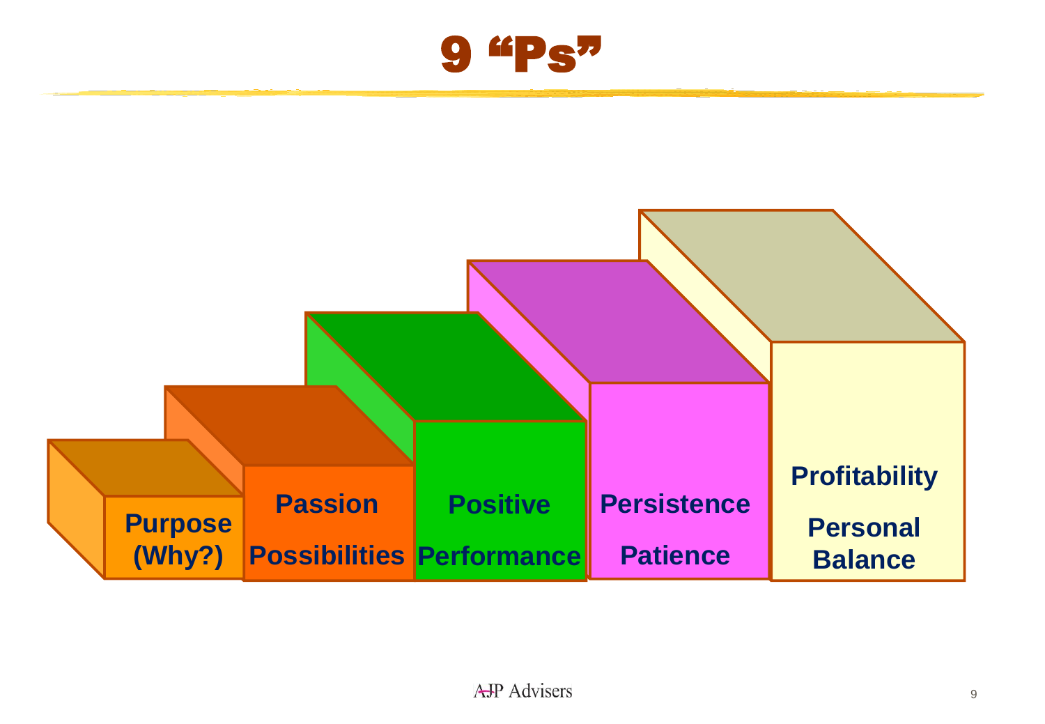# 9 “Ps”

- Purpose (Why?)
- Passion
- Possibilities
- Positive
- Performance
- Persistence
- Patience
- Profitability
- Personal Balance

AJP Advisers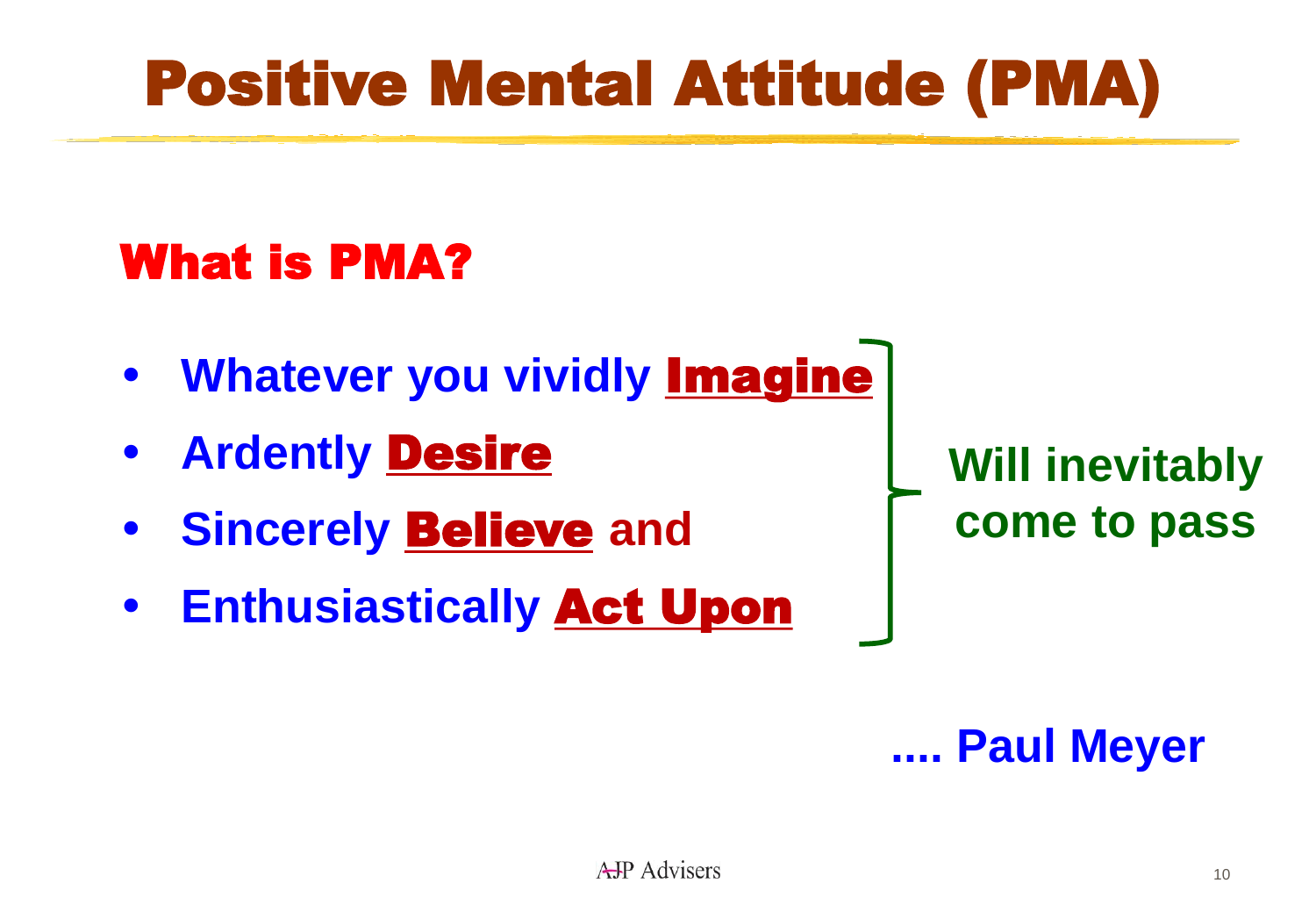# Positive Mental Attitude (PMA)

## What is PMA?

- **Whatever you vividly Imagine**
- **Ardently Desire**
- **Sincerely Believe and**
- **Enthusiastically Act Upon**

**Will inevitably come to pass**

**.... Paul Meyer**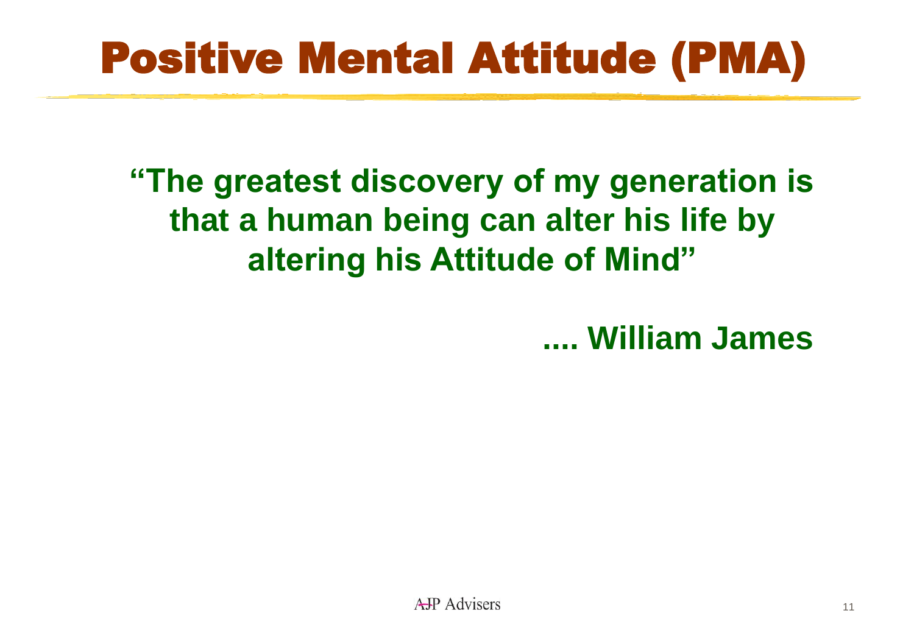# Positive Mental Attitude (PMA)

**"The greatest discovery of my generation is that a human being can alter his life by altering his Attitude of Mind"**

**.... William James**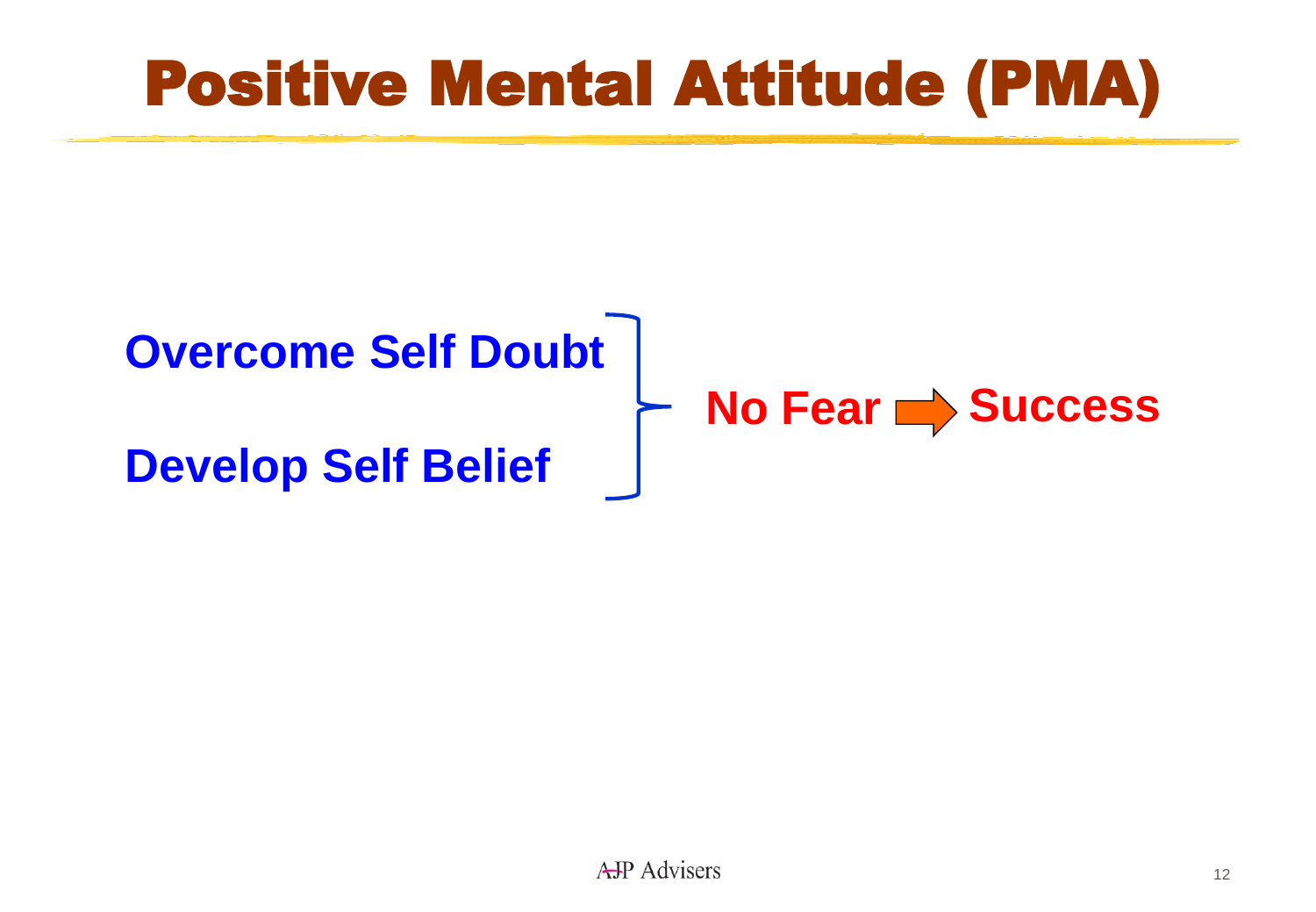# Positive Mental Attitude (PMA)

**Overcome Self Doubt**

**Develop Self Belief**

**No Fear** → **Success**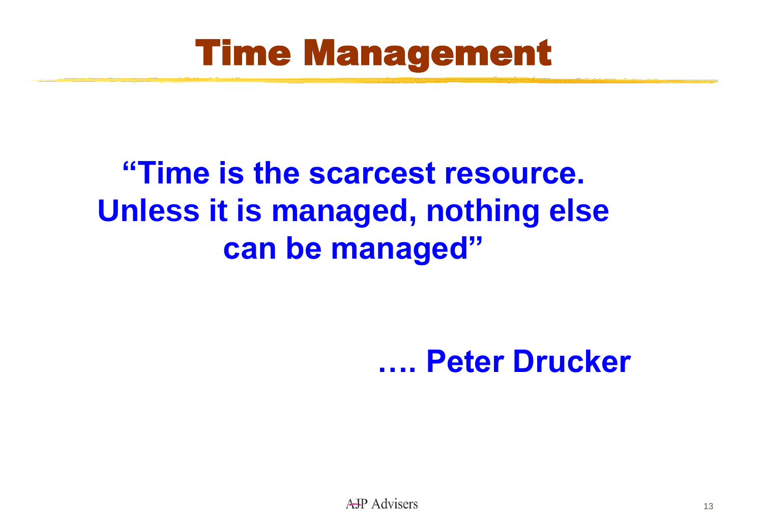# Time Management

**"Time is the scarcest resource. Unless it is managed, nothing else can be managed"**

**…. Peter Drucker**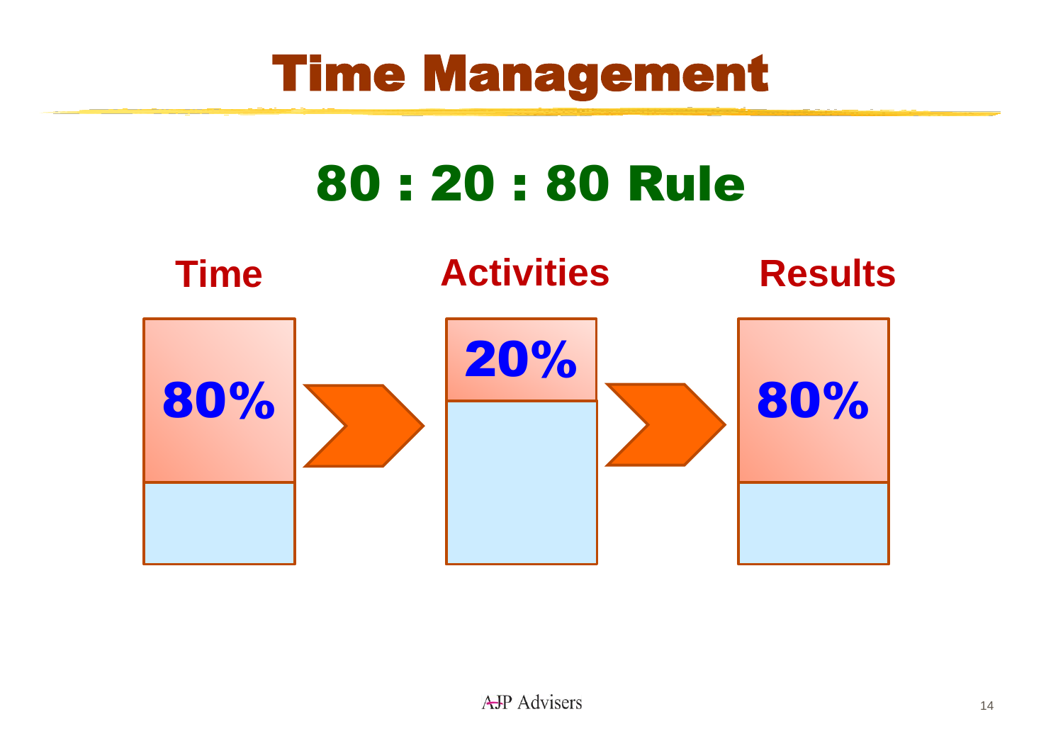# Time Management

## 80 : 20 : 80 Rule

**Time**

**80%**

**Activities**

**20%**

**Results**

**80%**

AJP Advisers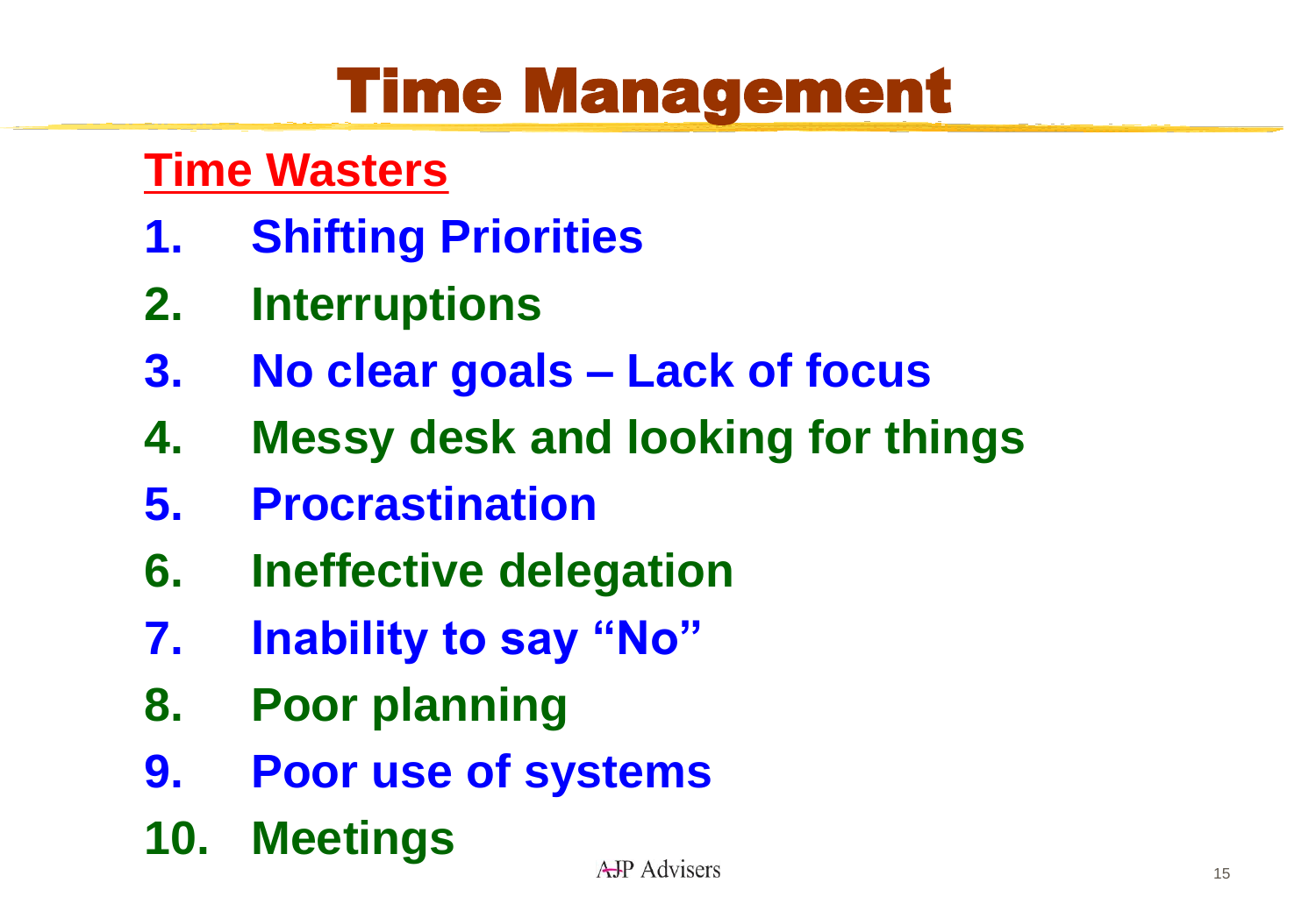# Time Management

## Time Wasters

1. Shifting Priorities
2. Interruptions
3. No clear goals – Lack of focus
4. Messy desk and looking for things
5. Procrastination
6. Ineffective delegation
7. Inability to say "No"
8. Poor planning
9. Poor use of systems
10. Meetings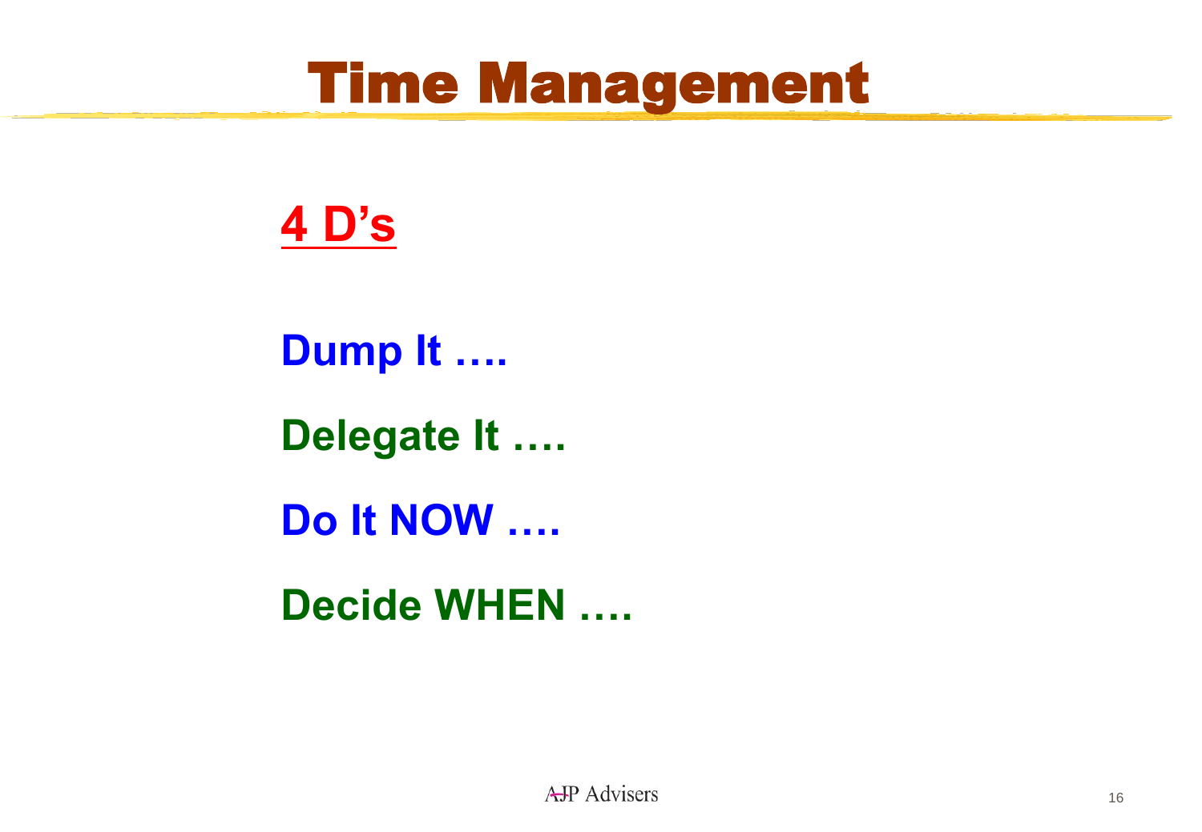# Time Management

## 4 D's

**Dump It ….**

**Delegate It ….**

**Do It NOW ….**

**Decide WHEN ….**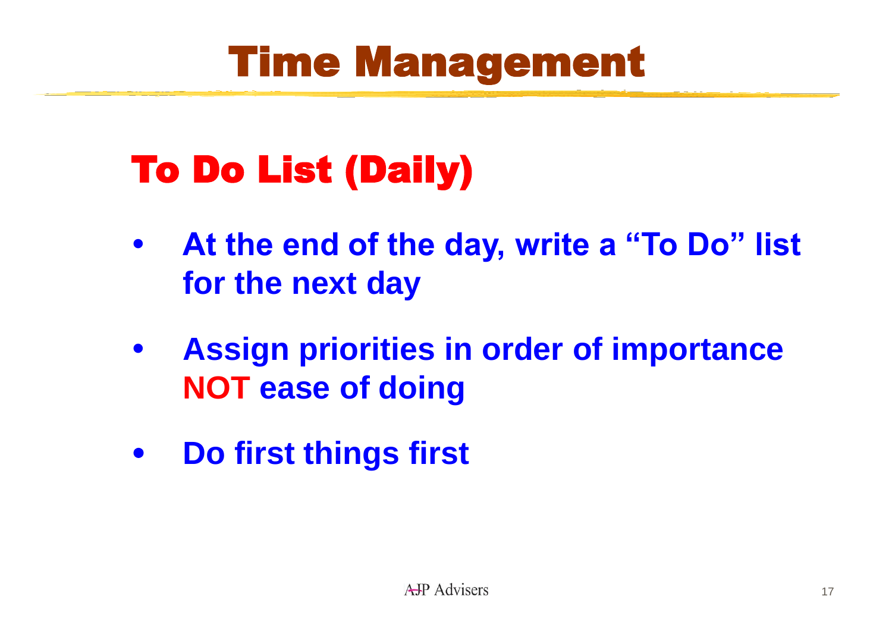# Time Management

## To Do List (Daily)

- **At the end of the day, write a "To Do" list for the next day**
- **Assign priorities in order of importance NOT ease of doing**
- **Do first things first**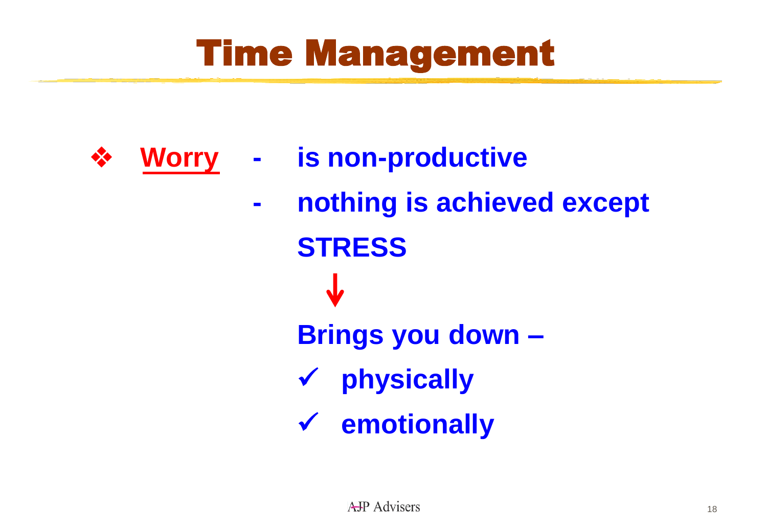# Time Management

- **Worry**
  - **is non-productive**
  - **nothing is achieved except STRESS**

    ↓

    **Brings you down –**

    ✓ **physically**

    ✓ **emotionally**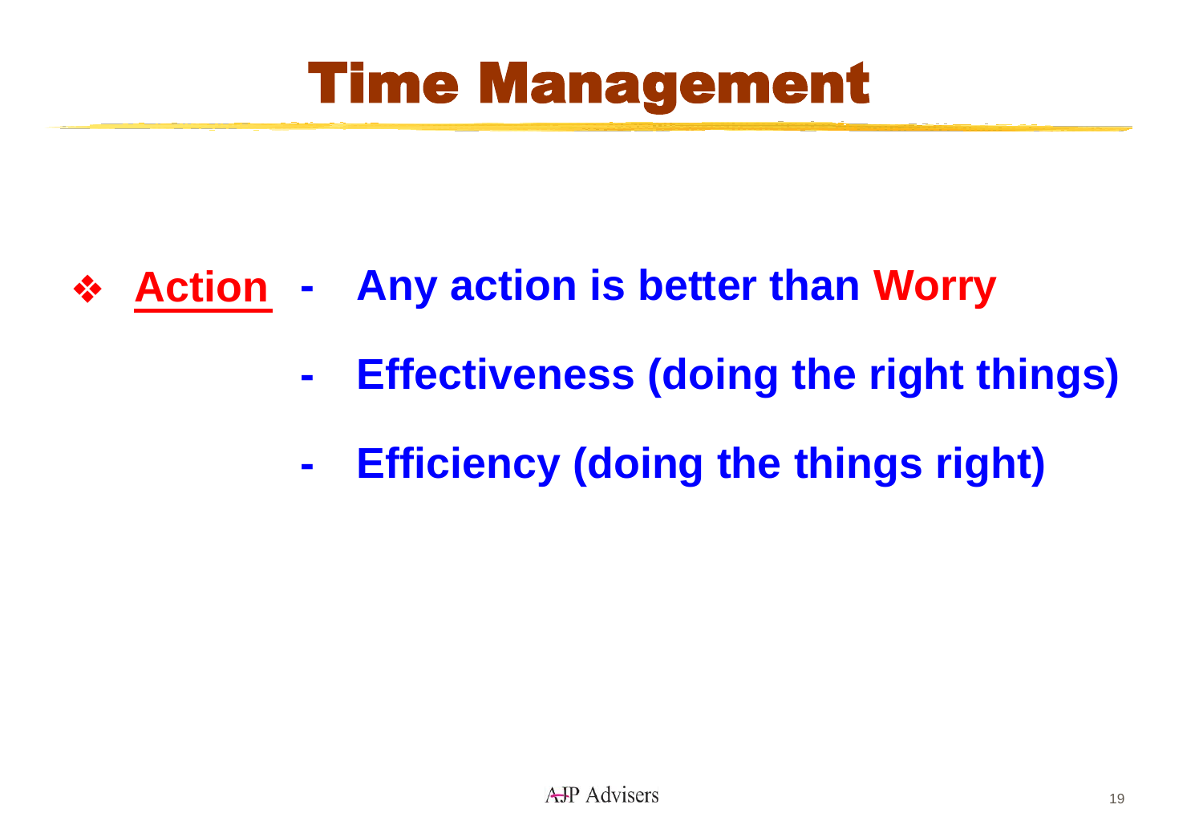# Time Management

- **Action** - **Any action is better than Worry**
  - **Effectiveness (doing the right things)**
  - **Efficiency (doing the things right)**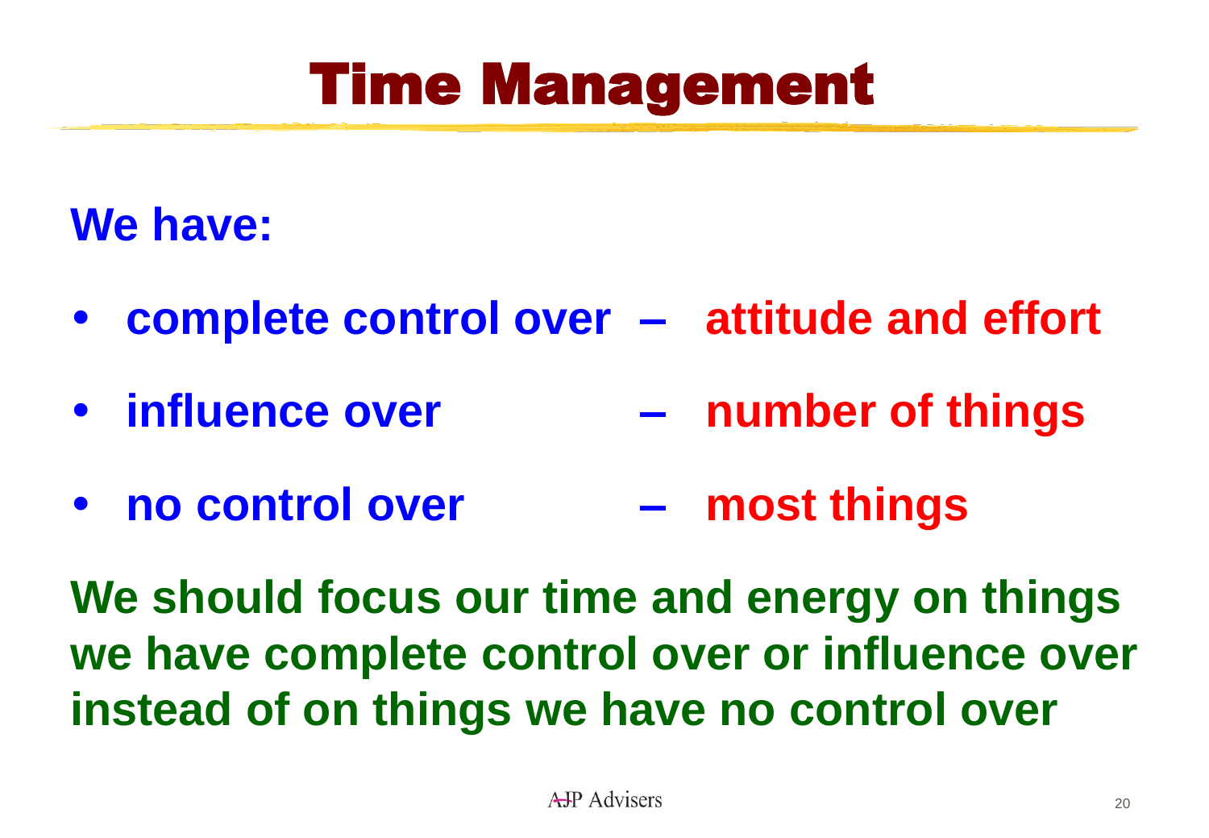# Time Management

**We have:**

- **complete control over – attitude and effort**
- **influence over – number of things**
- **no control over – most things**

**We should focus our time and energy on things we have complete control over or influence over instead of on things we have no control over**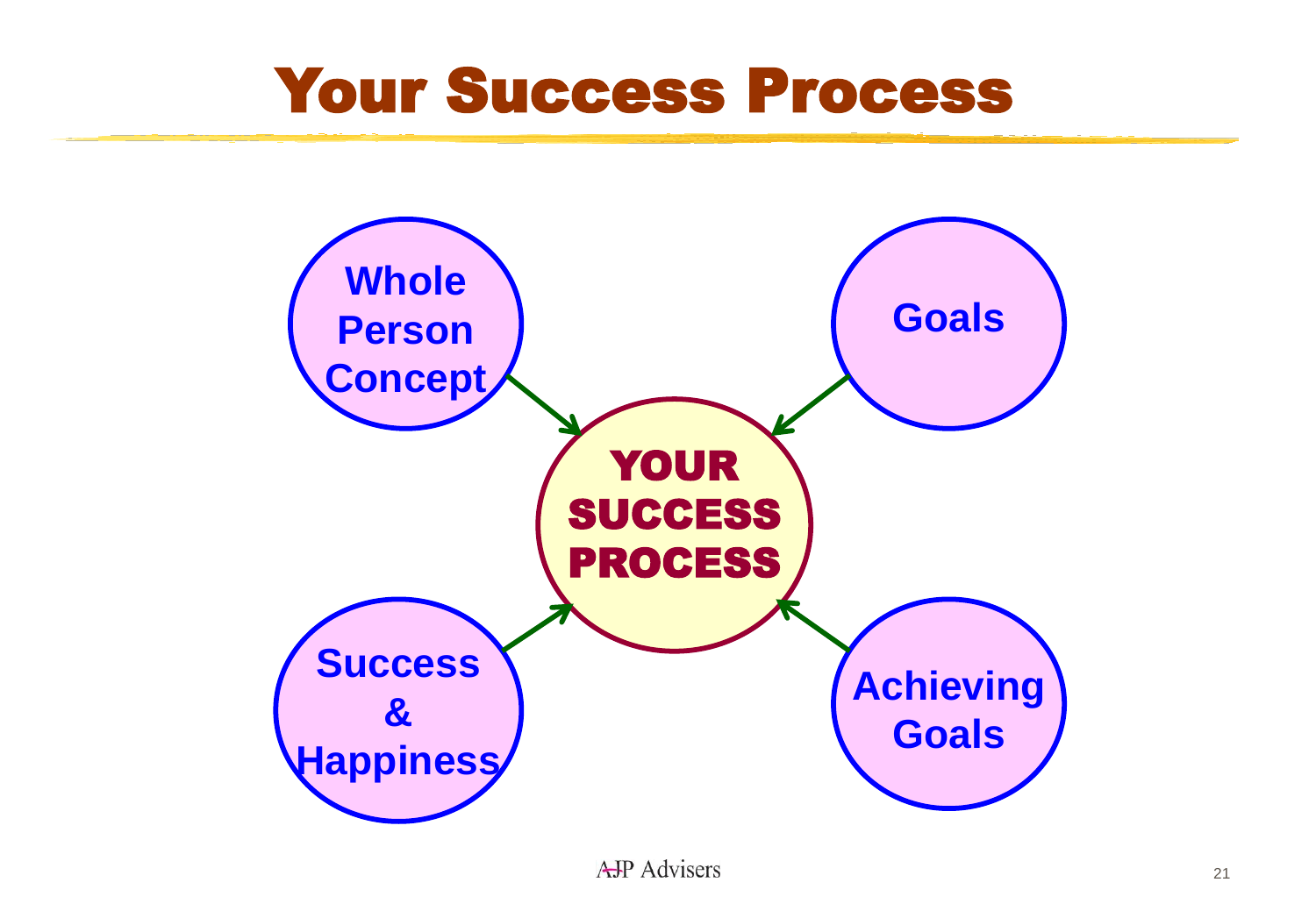# Your Success Process

Whole Person Concept

Goals

YOUR SUCCESS PROCESS

Success & Happiness

Achieving Goals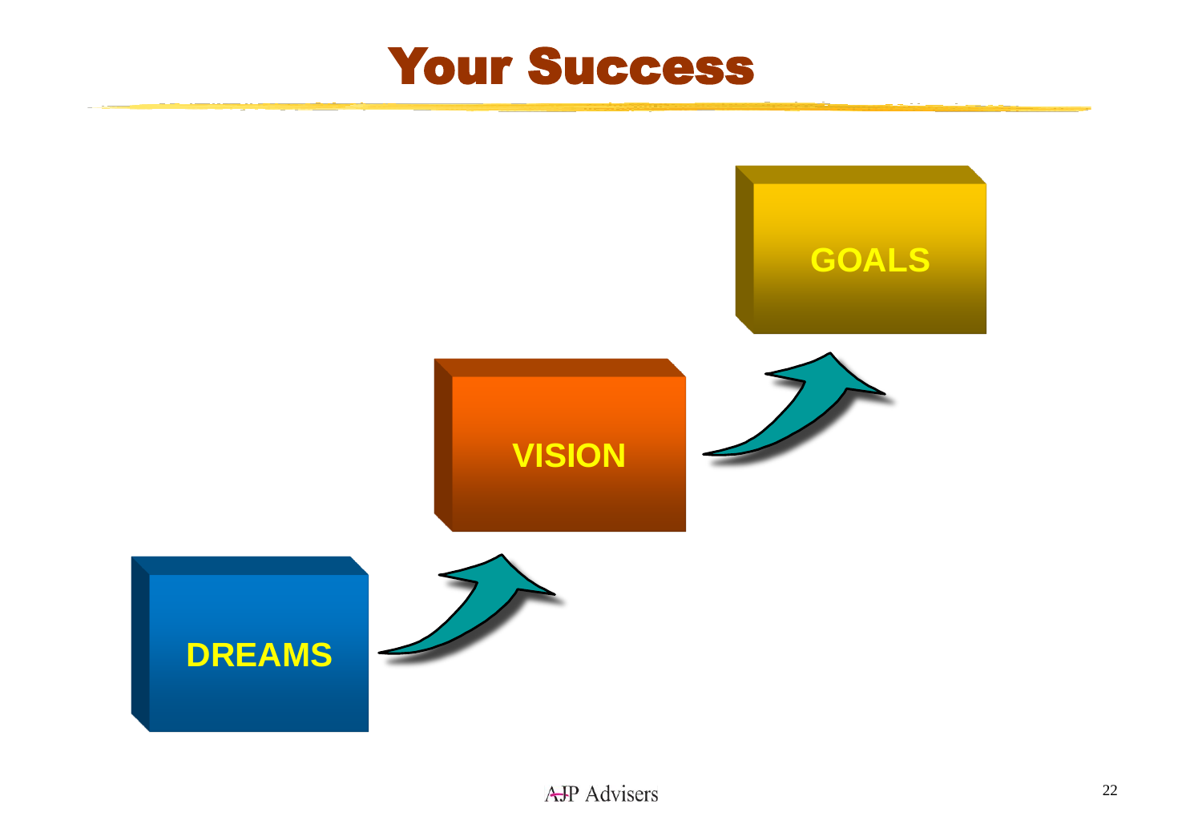# Your Success

DREAMS → VISION → GOALS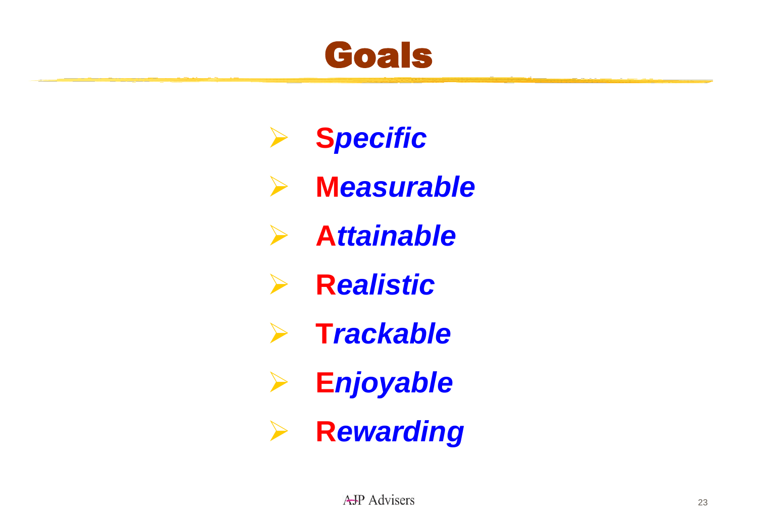# Goals

- **S*pecific***
- **M*easurable***
- **A*ttainable***
- **R*ealistic***
- **T*rackable***
- **E*njoyable***
- **R*ewarding***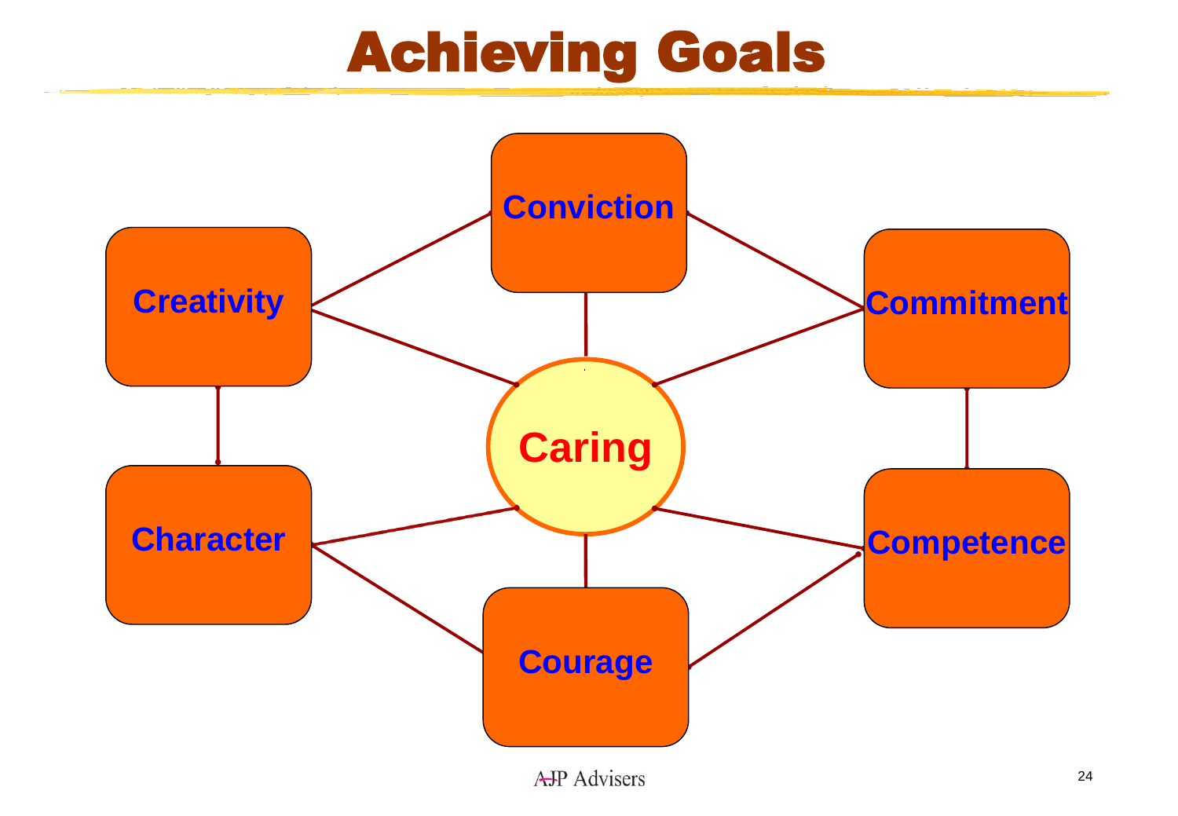# Achieving Goals

Conviction

Creativity

Commitment

Caring

Character

Competence

Courage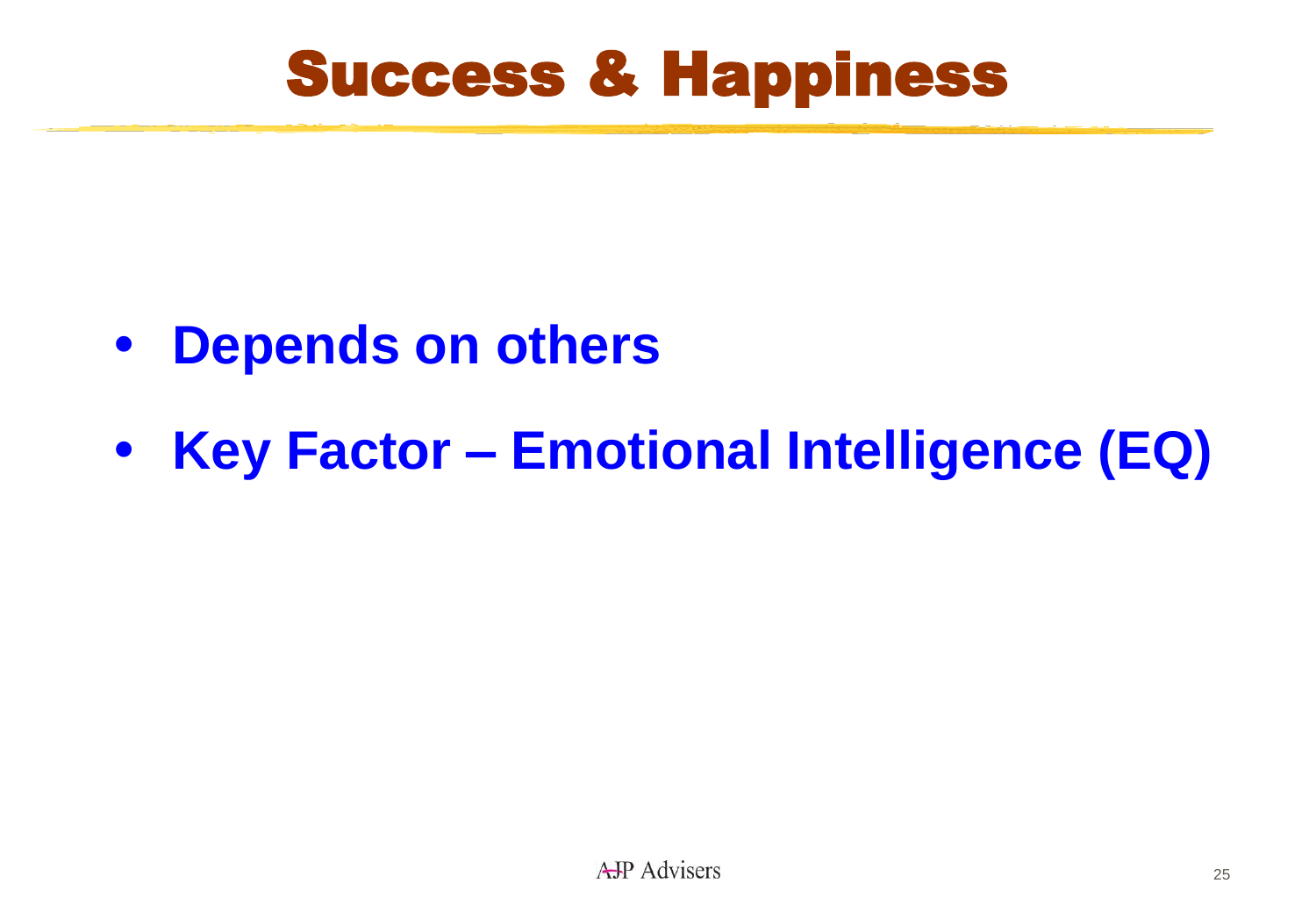# Success & Happiness

- **Depends on others**
- **Key Factor – Emotional Intelligence (EQ)**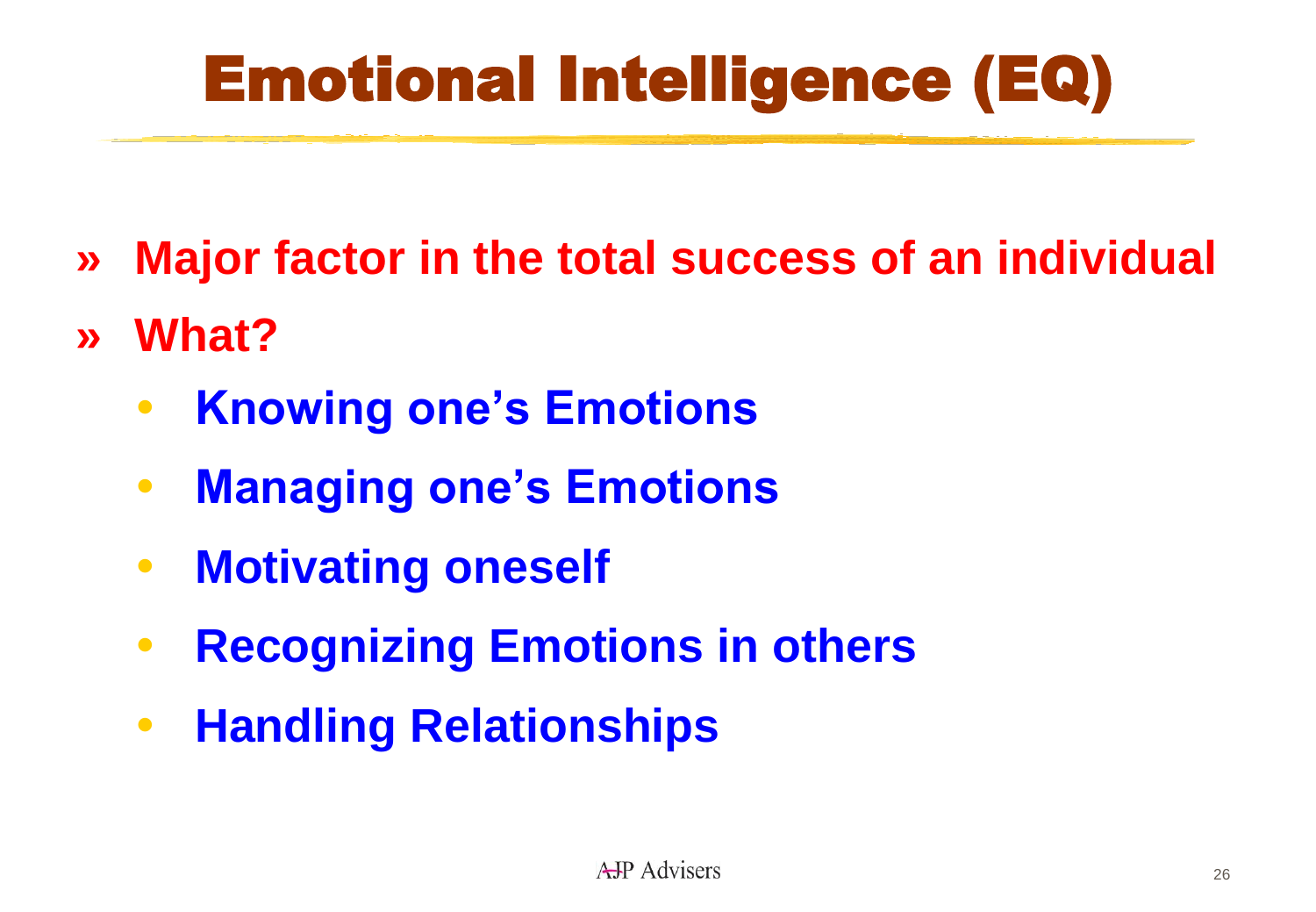# Emotional Intelligence (EQ)

- **Major factor in the total success of an individual**
- **What?**
  - **Knowing one's Emotions**
  - **Managing one's Emotions**
  - **Motivating oneself**
  - **Recognizing Emotions in others**
  - **Handling Relationships**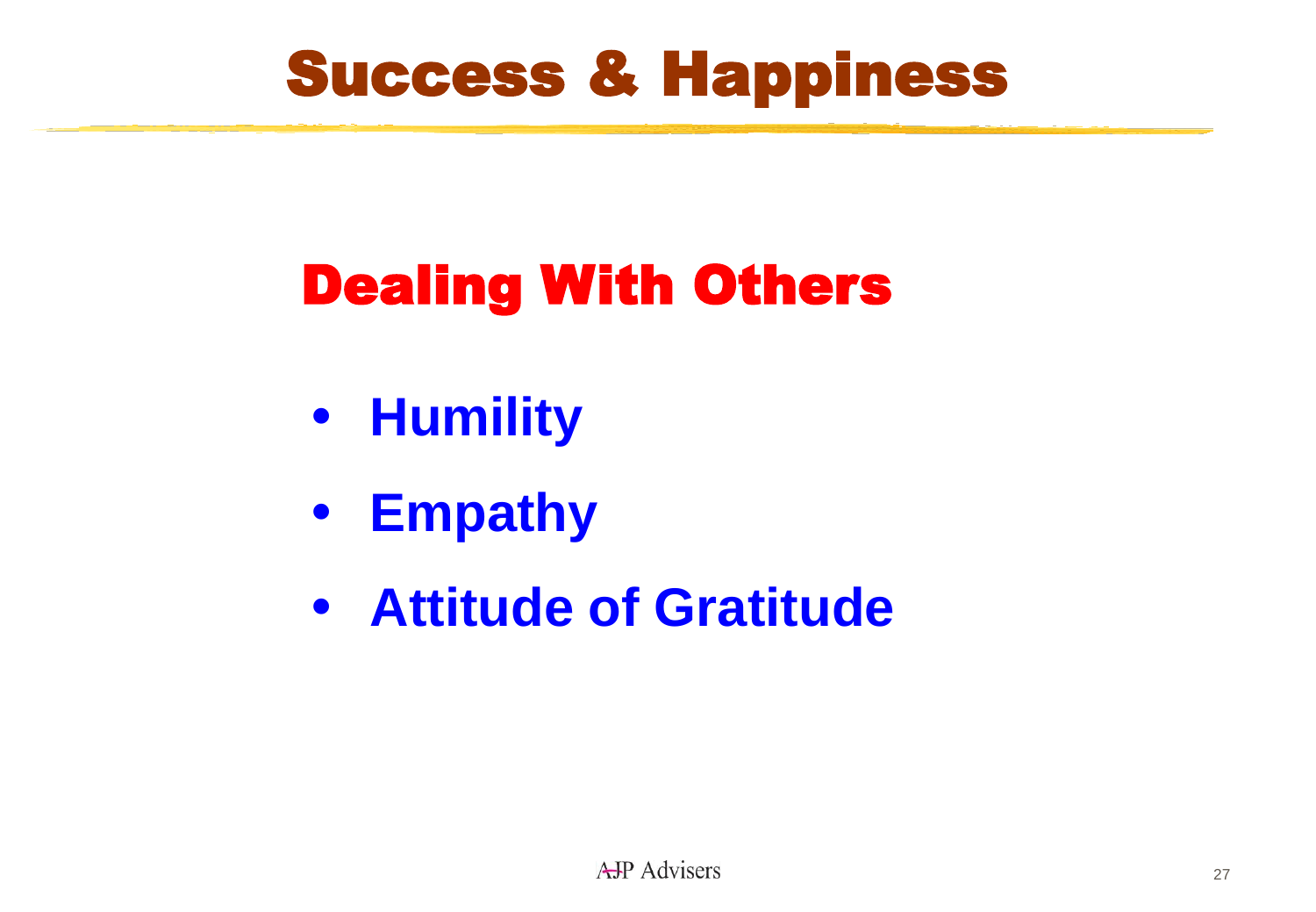# Success & Happiness

## Dealing With Others

- **Humility**
- **Empathy**
- **Attitude of Gratitude**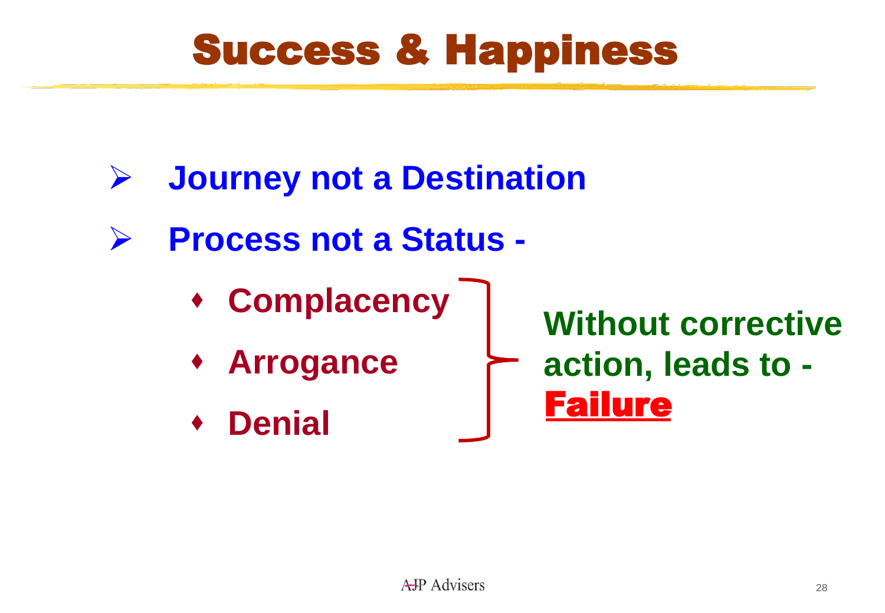# Success & Happiness

- **Journey not a Destination**
- **Process not a Status -**
  - **Complacency**
  - **Arrogance**
  - **Denial**

**Without corrective action, leads to - Failure**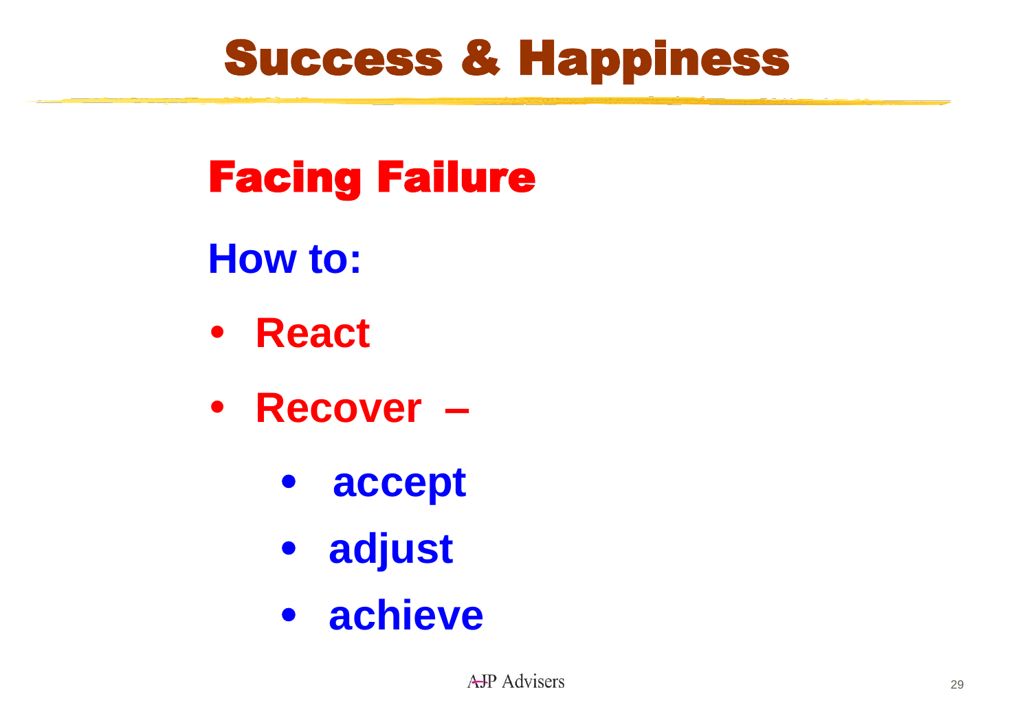# Success & Happiness

## Facing Failure

**How to:**

- **React**
- **Recover –**
  - **accept**
  - **adjust**
  - **achieve**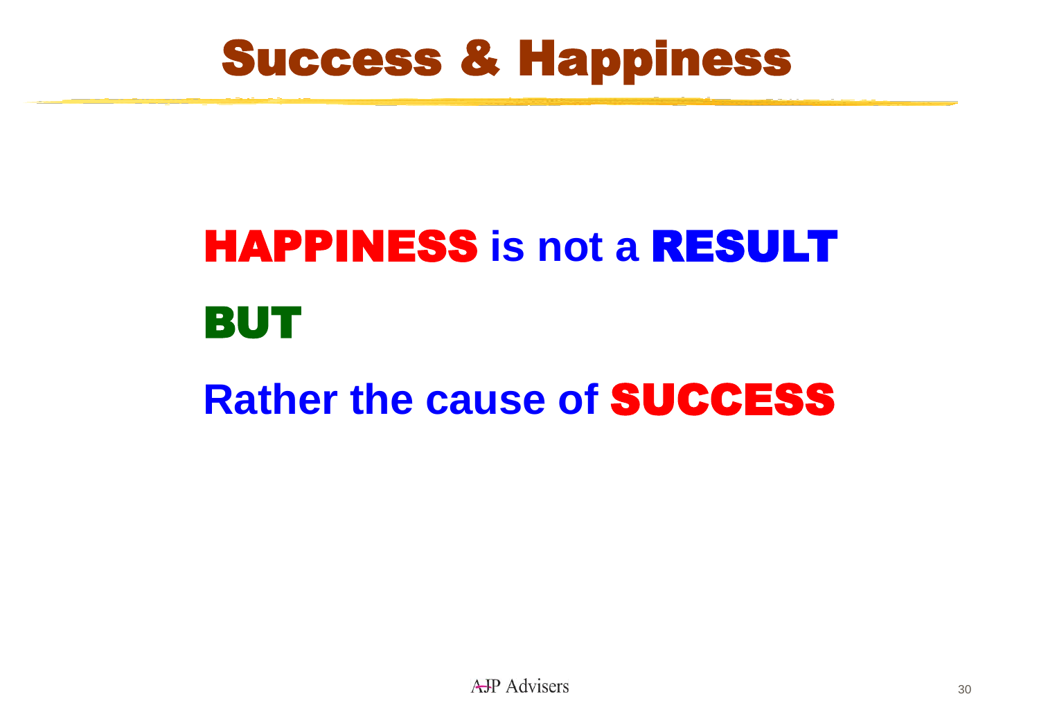# Success & Happiness

**HAPPINESS is not a RESULT**

**BUT**

**Rather the cause of SUCCESS**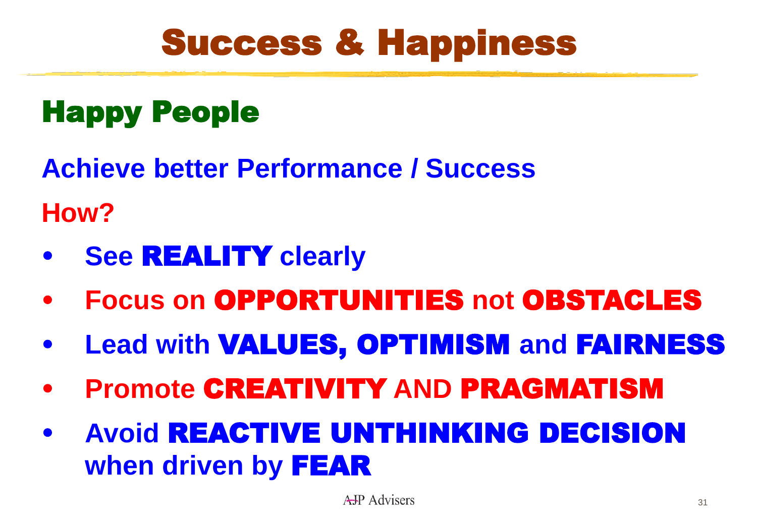# Success & Happiness

## Happy People

**Achieve better Performance / Success**

**How?**

- **See REALITY clearly**
- **Focus on OPPORTUNITIES not OBSTACLES**
- **Lead with VALUES, OPTIMISM and FAIRNESS**
- **Promote CREATIVITY AND PRAGMATISM**
- **Avoid REACTIVE UNTHINKING DECISION when driven by FEAR**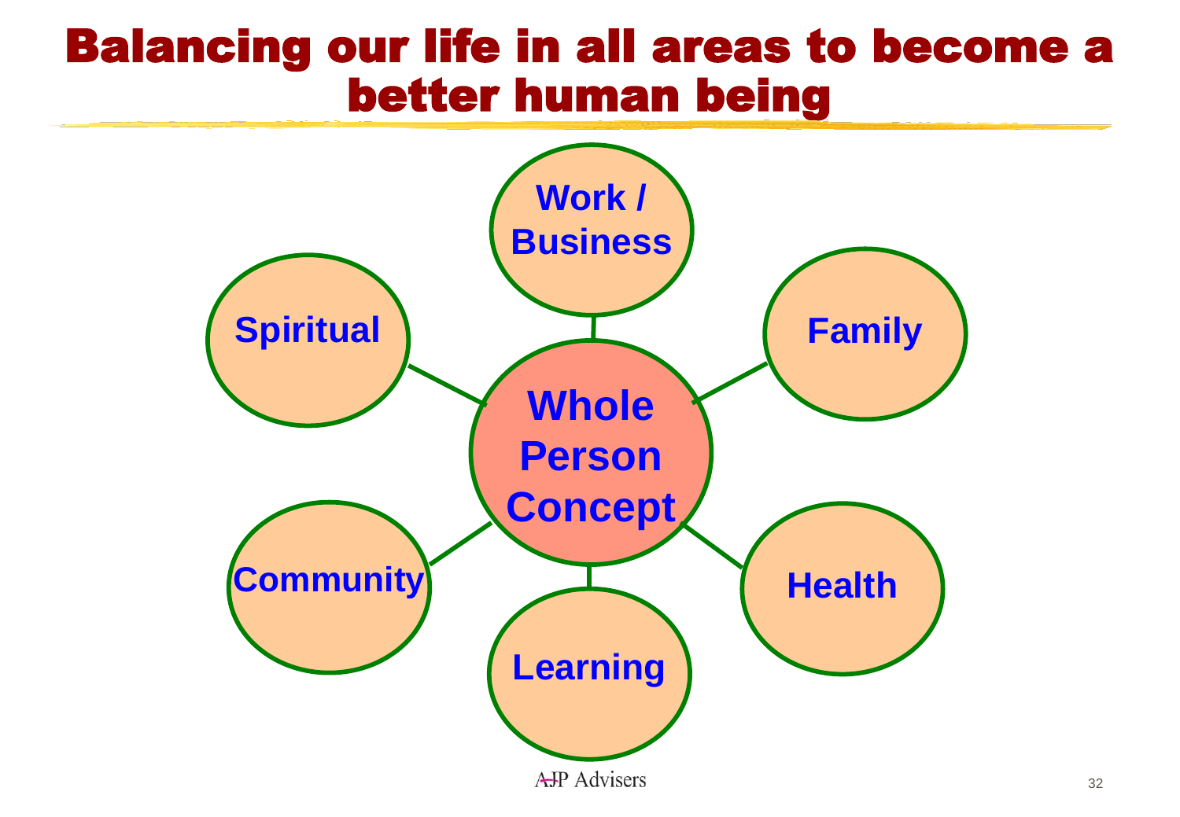# Balancing our life in all areas to become a better human being

Whole Person Concept

Work / Business

Family

Health

Learning

Community

Spiritual

AJP Advisers